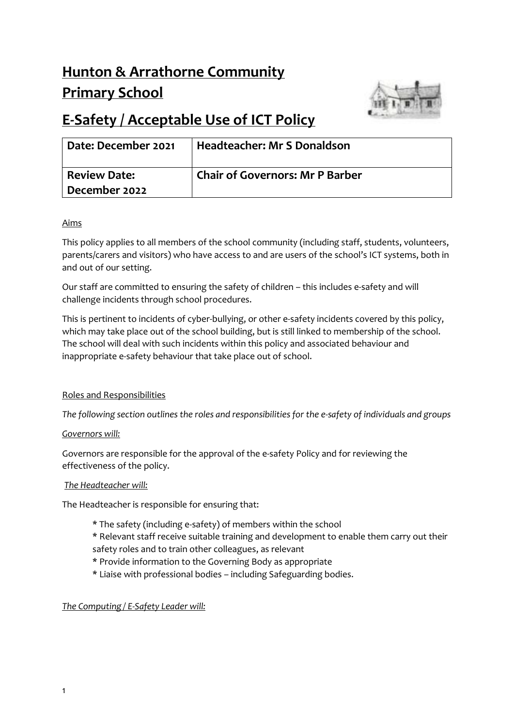# Hunton & Arrathorne Community Primary School

# E-Safety / Acceptable Use of ICT Policy

| Date: December 2021 | Headteacher: Mr S Donaldson |
|---|---|
| Review Date: December 2022 | Chair of Governors: Mr P Barber |

## Aims

This policy applies to all members of the school community (including staff, students, volunteers, parents/carers and visitors) who have access to and are users of the school's ICT systems, both in and out of our setting.

Our staff are committed to ensuring the safety of children – this includes e-safety and will challenge incidents through school procedures.

This is pertinent to incidents of cyber-bullying, or other e-safety incidents covered by this policy, which may take place out of the school building, but is still linked to membership of the school. The school will deal with such incidents within this policy and associated behaviour and inappropriate e-safety behaviour that take place out of school.

## Roles and Responsibilities

*The following section outlines the roles and responsibilities for the e-safety of individuals and groups*

### *Governors will:*

Governors are responsible for the approval of the e-safety Policy and for reviewing the effectiveness of the policy.

### *The Headteacher will:*

The Headteacher is responsible for ensuring that:

- The safety (including e-safety) of members within the school
- Relevant staff receive suitable training and development to enable them carry out their safety roles and to train other colleagues, as relevant
- Provide information to the Governing Body as appropriate
- Liaise with professional bodies – including Safeguarding bodies.

### *The Computing / E-Safety Leader will:*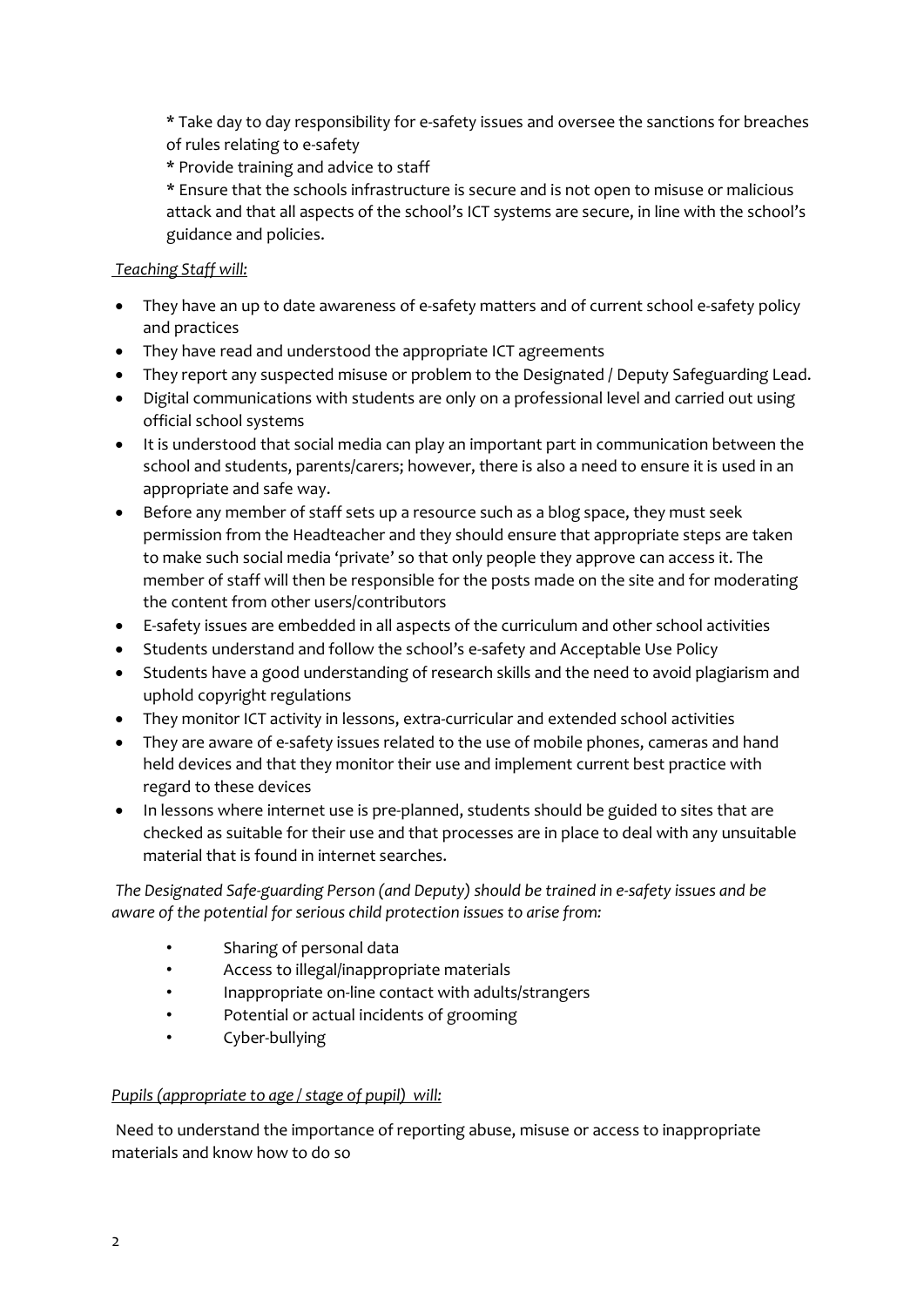\* Take day to day responsibility for e-safety issues and oversee the sanctions for breaches of rules relating to e-safety

\* Provide training and advice to staff

\* Ensure that the schools infrastructure is secure and is not open to misuse or malicious attack and that all aspects of the school's ICT systems are secure, in line with the school's guidance and policies.

*Teaching Staff will:*

- They have an up to date awareness of e-safety matters and of current school e-safety policy and practices
- They have read and understood the appropriate ICT agreements
- They report any suspected misuse or problem to the Designated / Deputy Safeguarding Lead.
- Digital communications with students are only on a professional level and carried out using official school systems
- It is understood that social media can play an important part in communication between the school and students, parents/carers; however, there is also a need to ensure it is used in an appropriate and safe way.
- Before any member of staff sets up a resource such as a blog space, they must seek permission from the Headteacher and they should ensure that appropriate steps are taken to make such social media 'private' so that only people they approve can access it. The member of staff will then be responsible for the posts made on the site and for moderating the content from other users/contributors
- E-safety issues are embedded in all aspects of the curriculum and other school activities
- Students understand and follow the school's e-safety and Acceptable Use Policy
- Students have a good understanding of research skills and the need to avoid plagiarism and uphold copyright regulations
- They monitor ICT activity in lessons, extra-curricular and extended school activities
- They are aware of e-safety issues related to the use of mobile phones, cameras and hand held devices and that they monitor their use and implement current best practice with regard to these devices
- In lessons where internet use is pre-planned, students should be guided to sites that are checked as suitable for their use and that processes are in place to deal with any unsuitable material that is found in internet searches.

*The Designated Safe-guarding Person (and Deputy) should be trained in e-safety issues and be aware of the potential for serious child protection issues to arise from:*

- Sharing of personal data
- Access to illegal/inappropriate materials
- Inappropriate on-line contact with adults/strangers
- Potential or actual incidents of grooming
- Cyber-bullying

*Pupils (appropriate to age / stage of pupil) will:*

Need to understand the importance of reporting abuse, misuse or access to inappropriate materials and know how to do so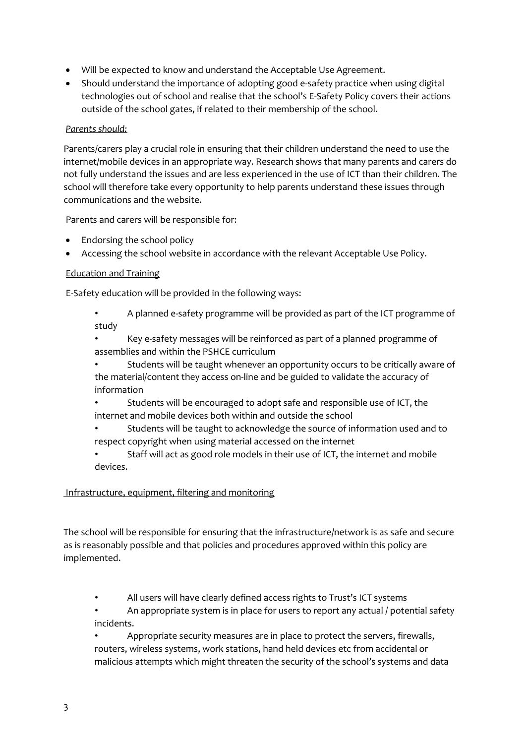- Will be expected to know and understand the Acceptable Use Agreement.
- Should understand the importance of adopting good e-safety practice when using digital technologies out of school and realise that the school's E-Safety Policy covers their actions outside of the school gates, if related to their membership of the school.

*Parents should:*

Parents/carers play a crucial role in ensuring that their children understand the need to use the internet/mobile devices in an appropriate way. Research shows that many parents and carers do not fully understand the issues and are less experienced in the use of ICT than their children. The school will therefore take every opportunity to help parents understand these issues through communications and the website.

Parents and carers will be responsible for:

- Endorsing the school policy
- Accessing the school website in accordance with the relevant Acceptable Use Policy.

Education and Training

E-Safety education will be provided in the following ways:

- A planned e-safety programme will be provided as part of the ICT programme of study
- Key e-safety messages will be reinforced as part of a planned programme of assemblies and within the PSHCE curriculum
- Students will be taught whenever an opportunity occurs to be critically aware of the material/content they access on-line and be guided to validate the accuracy of information
- Students will be encouraged to adopt safe and responsible use of ICT, the internet and mobile devices both within and outside the school
- Students will be taught to acknowledge the source of information used and to respect copyright when using material accessed on the internet
- Staff will act as good role models in their use of ICT, the internet and mobile devices.

Infrastructure, equipment, filtering and monitoring

The school will be responsible for ensuring that the infrastructure/network is as safe and secure as is reasonably possible and that policies and procedures approved within this policy are implemented.

- All users will have clearly defined access rights to Trust's ICT systems
- An appropriate system is in place for users to report any actual / potential safety incidents.
- Appropriate security measures are in place to protect the servers, firewalls, routers, wireless systems, work stations, hand held devices etc from accidental or malicious attempts which might threaten the security of the school's systems and data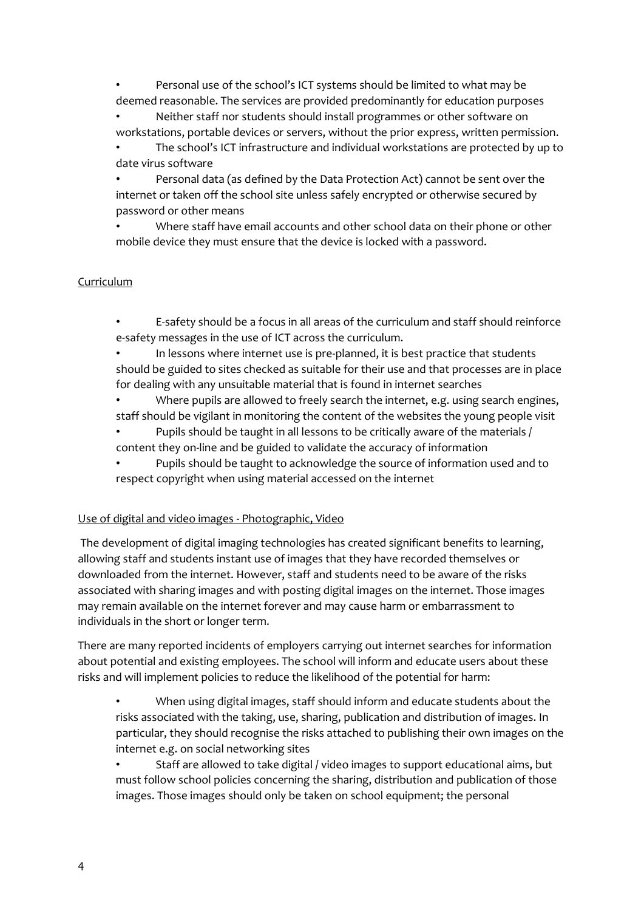- Personal use of the school's ICT systems should be limited to what may be deemed reasonable. The services are provided predominantly for education purposes
- Neither staff nor students should install programmes or other software on workstations, portable devices or servers, without the prior express, written permission.
- The school's ICT infrastructure and individual workstations are protected by up to date virus software
- Personal data (as defined by the Data Protection Act) cannot be sent over the internet or taken off the school site unless safely encrypted or otherwise secured by password or other means
- Where staff have email accounts and other school data on their phone or other mobile device they must ensure that the device is locked with a password.

<u>Curriculum</u>

- E-safety should be a focus in all areas of the curriculum and staff should reinforce e-safety messages in the use of ICT across the curriculum.
- In lessons where internet use is pre-planned, it is best practice that students should be guided to sites checked as suitable for their use and that processes are in place for dealing with any unsuitable material that is found in internet searches
- Where pupils are allowed to freely search the internet, e.g. using search engines, staff should be vigilant in monitoring the content of the websites the young people visit
- Pupils should be taught in all lessons to be critically aware of the materials / content they on-line and be guided to validate the accuracy of information
- Pupils should be taught to acknowledge the source of information used and to respect copyright when using material accessed on the internet

<u>Use of digital and video images - Photographic, Video</u>

The development of digital imaging technologies has created significant benefits to learning, allowing staff and students instant use of images that they have recorded themselves or downloaded from the internet. However, staff and students need to be aware of the risks associated with sharing images and with posting digital images on the internet. Those images may remain available on the internet forever and may cause harm or embarrassment to individuals in the short or longer term.

There are many reported incidents of employers carrying out internet searches for information about potential and existing employees. The school will inform and educate users about these risks and will implement policies to reduce the likelihood of the potential for harm:

- When using digital images, staff should inform and educate students about the risks associated with the taking, use, sharing, publication and distribution of images. In particular, they should recognise the risks attached to publishing their own images on the internet e.g. on social networking sites
- Staff are allowed to take digital / video images to support educational aims, but must follow school policies concerning the sharing, distribution and publication of those images. Those images should only be taken on school equipment; the personal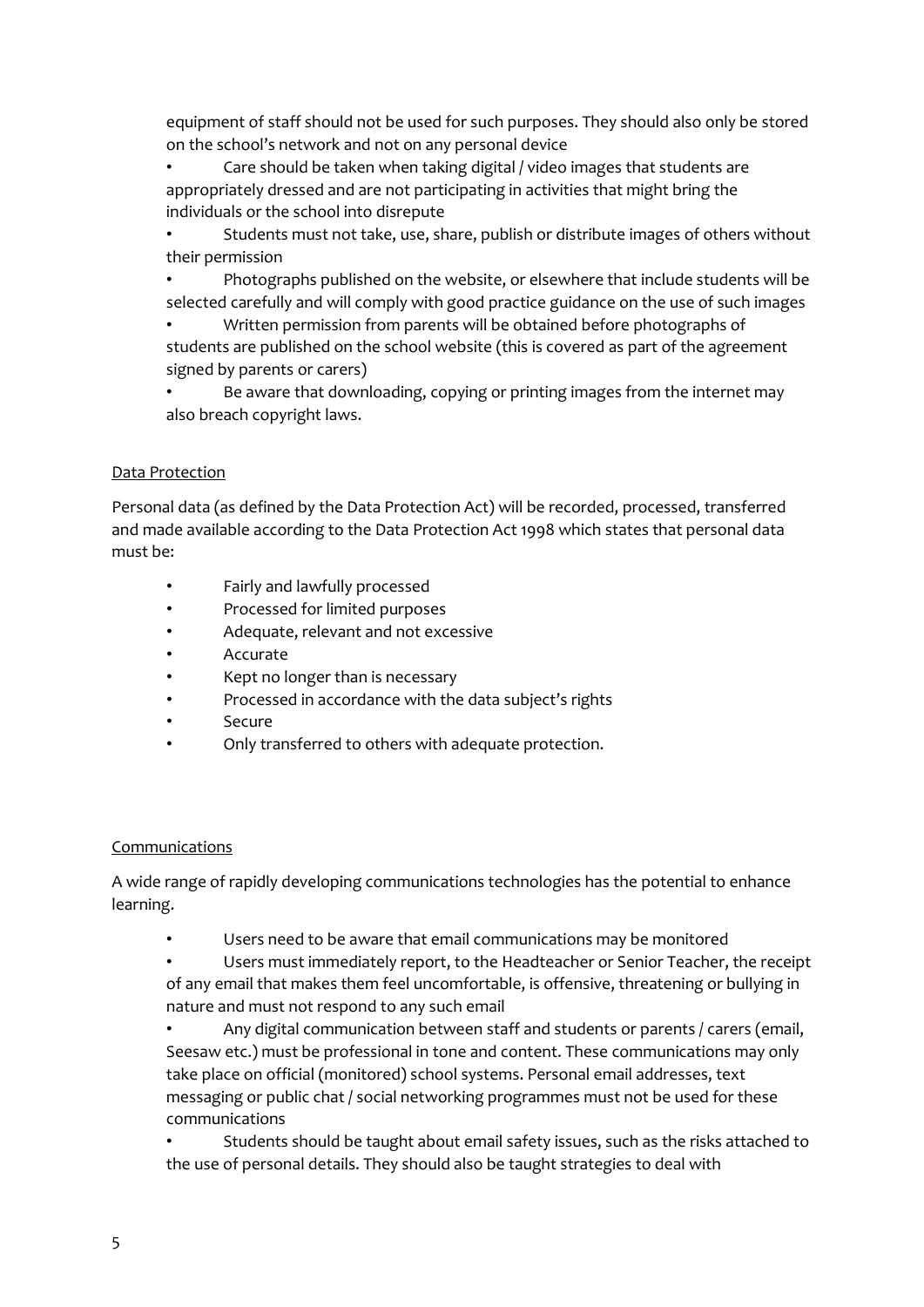equipment of staff should not be used for such purposes. They should also only be stored on the school's network and not on any personal device

- Care should be taken when taking digital / video images that students are appropriately dressed and are not participating in activities that might bring the individuals or the school into disrepute
- Students must not take, use, share, publish or distribute images of others without their permission
- Photographs published on the website, or elsewhere that include students will be selected carefully and will comply with good practice guidance on the use of such images
- Written permission from parents will be obtained before photographs of students are published on the school website (this is covered as part of the agreement signed by parents or carers)
- Be aware that downloading, copying or printing images from the internet may also breach copyright laws.

Data Protection

Personal data (as defined by the Data Protection Act) will be recorded, processed, transferred and made available according to the Data Protection Act 1998 which states that personal data must be:

- Fairly and lawfully processed
- Processed for limited purposes
- Adequate, relevant and not excessive
- Accurate
- Kept no longer than is necessary
- Processed in accordance with the data subject's rights
- Secure
- Only transferred to others with adequate protection.

Communications

A wide range of rapidly developing communications technologies has the potential to enhance learning.

- Users need to be aware that email communications may be monitored
- Users must immediately report, to the Headteacher or Senior Teacher, the receipt of any email that makes them feel uncomfortable, is offensive, threatening or bullying in nature and must not respond to any such email
- Any digital communication between staff and students or parents / carers (email, Seesaw etc.) must be professional in tone and content. These communications may only take place on official (monitored) school systems. Personal email addresses, text messaging or public chat / social networking programmes must not be used for these communications
- Students should be taught about email safety issues, such as the risks attached to the use of personal details. They should also be taught strategies to deal with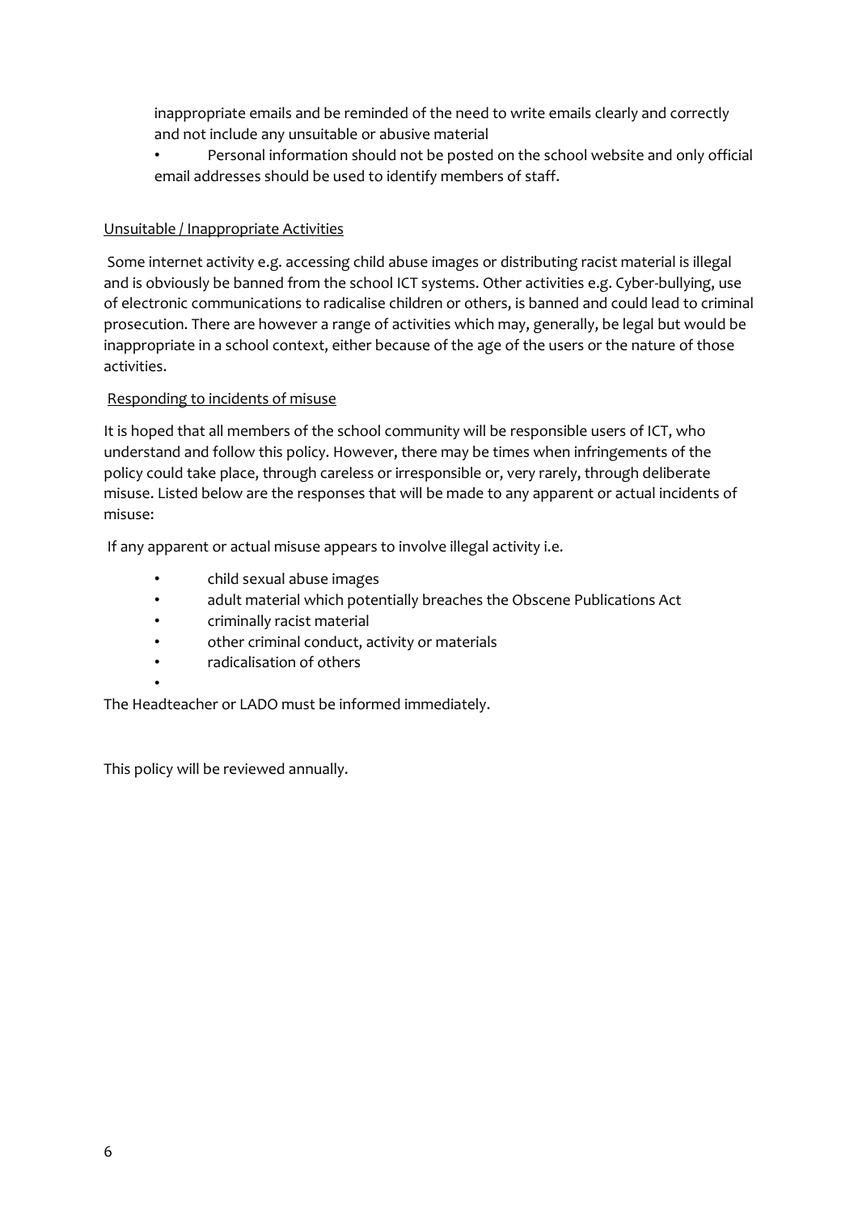inappropriate emails and be reminded of the need to write emails clearly and correctly and not include any unsuitable or abusive material

- Personal information should not be posted on the school website and only official email addresses should be used to identify members of staff.

<u>Unsuitable / Inappropriate Activities</u>

Some internet activity e.g. accessing child abuse images or distributing racist material is illegal and is obviously be banned from the school ICT systems. Other activities e.g. Cyber-bullying, use of electronic communications to radicalise children or others, is banned and could lead to criminal prosecution. There are however a range of activities which may, generally, be legal but would be inappropriate in a school context, either because of the age of the users or the nature of those activities.

<u>Responding to incidents of misuse</u>

It is hoped that all members of the school community will be responsible users of ICT, who understand and follow this policy. However, there may be times when infringements of the policy could take place, through careless or irresponsible or, very rarely, through deliberate misuse. Listed below are the responses that will be made to any apparent or actual incidents of misuse:

If any apparent or actual misuse appears to involve illegal activity i.e.

- child sexual abuse images
- adult material which potentially breaches the Obscene Publications Act
- criminally racist material
- other criminal conduct, activity or materials
- radicalisation of others
- 

The Headteacher or LADO must be informed immediately.

This policy will be reviewed annually.